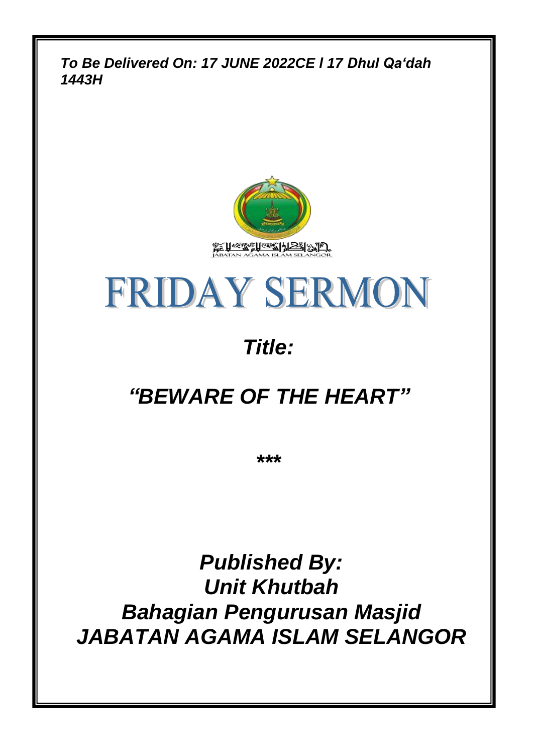***To Be Delivered On: 17 JUNE 2022CE l 17 Dhul Qa'dah 1443H***

JABATAN AGAMA ISLAM SELANGOR

# FRIDAY SERMON

## *Title:*

## *"BEWARE OF THE HEART"*

***

## *Published By:*
## *Unit Khutbah*
## *Bahagian Pengurusan Masjid*
## *JABATAN AGAMA ISLAM SELANGOR*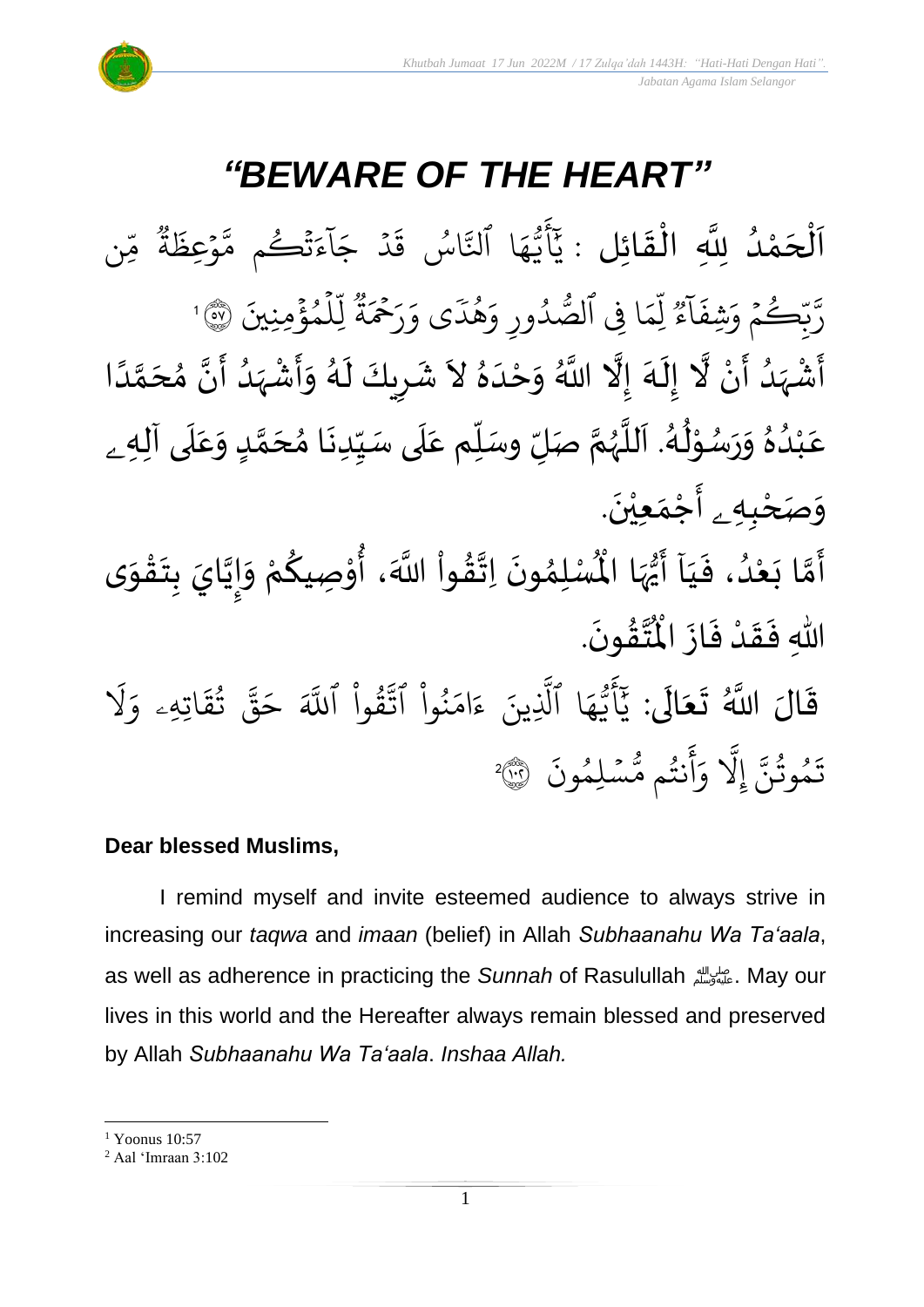# *"BEWARE OF THE HEART"*

اَلْحَمْدُ لِلَّهِ الْقَائِل : يَٰٓأَيُّهَا ٱلنَّاسُ قَدۡ جَآءَتۡكُم مَّوۡعِظَةٞ مِّن رَّبِّكُمۡ وَشِفَآءٞ لِّمَا فِي ٱلصُّدُورِ وَهُدٗى وَرَحۡمَةٞ لِّلۡمُؤۡمِنِينَ ٥٧ [1]

أَشْهَدُ أَنْ لَّا إِلَهَ إِلَّا اللَّهُ وَحْدَهُ لاَ شَرِيكَ لَهُ وَأَشْهَدُ أَنَّ مُحَمَّدًا عَبْدُهُ وَرَسُوْلُهُ. اَللَّهُمَّ صَلِّ وسَلِّم عَلَى سَيِّدِنَا مُحَمَّدٍ وَعَلَى آلِهِ وَصَحْبِهِ أَجْمَعِيْنَ.

أَمَّا بَعْدُ، فَيَا أَيُّهَا الْمُسْلِمُونَ اِتَّقُواْ اللَّهَ، أُوْصِيكُمْ وَإِيَّايَ بِتَقْوَى اللهِ فَقَدْ فَازَ الْمُتَّقُونَ.

قَالَ اللَّهُ تَعَالَى: يَٰٓأَيُّهَا ٱلَّذِينَ ءَامَنُواْ ٱتَّقُواْ ٱللَّهَ حَقَّ تُقَاتِهِۦ وَلَا تَمُوتُنَّ إِلَّا وَأَنتُم مُّسۡلِمُونَ ١٠٢ [2]

**Dear blessed Muslims,**

I remind myself and invite esteemed audience to always strive in increasing our *taqwa* and *imaan* (belief) in Allah *Subhaanahu Wa Ta'aala*, as well as adherence in practicing the *Sunnah* of Rasulullah ﷺ. May our lives in this world and the Hereafter always remain blessed and preserved by Allah *Subhaanahu Wa Ta'aala*. *Inshaa Allah.*

---

[1] Yoonus 10:57

[2] Aal 'Imraan 3:102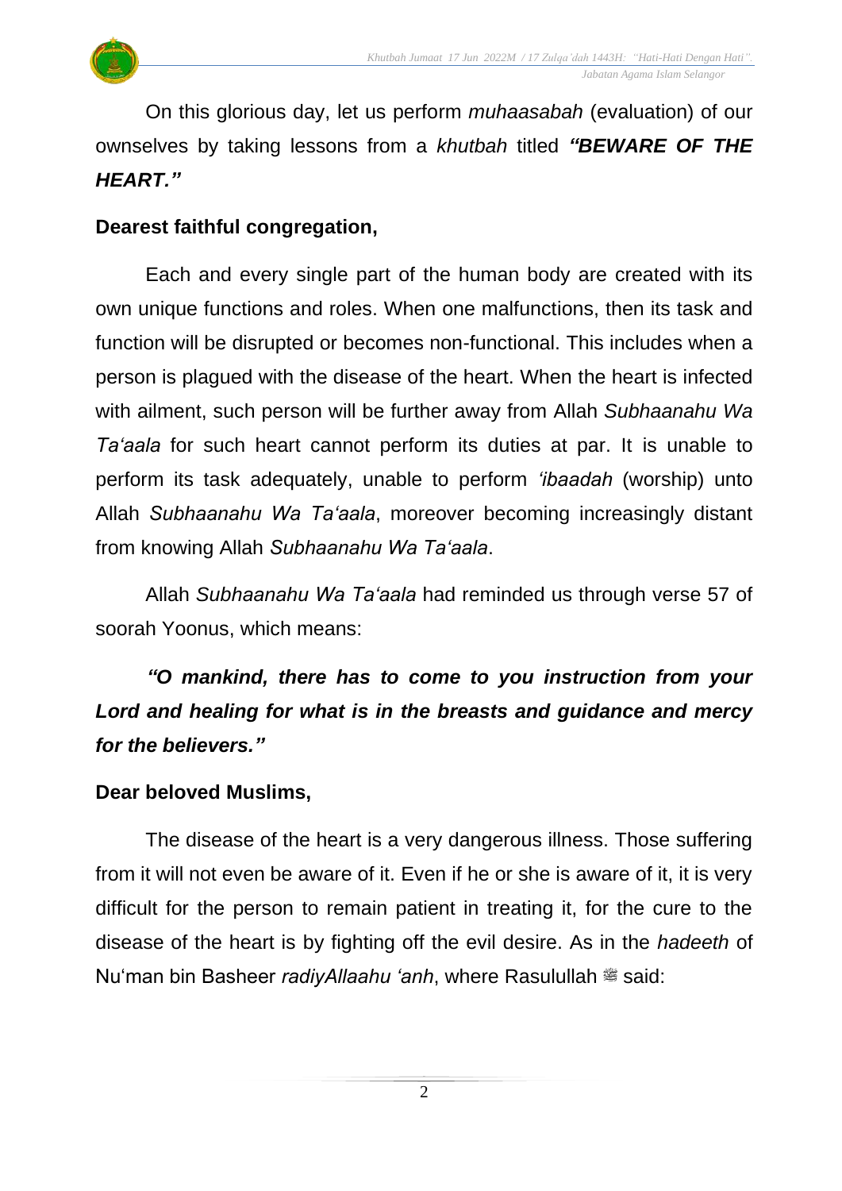On this glorious day, let us perform *muhaasabah* (evaluation) of our ownselves by taking lessons from a *khutbah* titled ***"BEWARE OF THE HEART."***

**Dearest faithful congregation,**

Each and every single part of the human body are created with its own unique functions and roles. When one malfunctions, then its task and function will be disrupted or becomes non-functional. This includes when a person is plagued with the disease of the heart. When the heart is infected with ailment, such person will be further away from Allah *Subhaanahu Wa Ta'aala* for such heart cannot perform its duties at par. It is unable to perform its task adequately, unable to perform *'ibaadah* (worship) unto Allah *Subhaanahu Wa Ta'aala*, moreover becoming increasingly distant from knowing Allah *Subhaanahu Wa Ta'aala*.

Allah *Subhaanahu Wa Ta'aala* had reminded us through verse 57 of soorah Yoonus, which means:

***"O mankind, there has to come to you instruction from your Lord and healing for what is in the breasts and guidance and mercy for the believers."***

**Dear beloved Muslims,**

The disease of the heart is a very dangerous illness. Those suffering from it will not even be aware of it. Even if he or she is aware of it, it is very difficult for the person to remain patient in treating it, for the cure to the disease of the heart is by fighting off the evil desire. As in the *hadeeth* of Nu'man bin Basheer *radiyAllaahu 'anh*, where Rasulullah ﷺ said: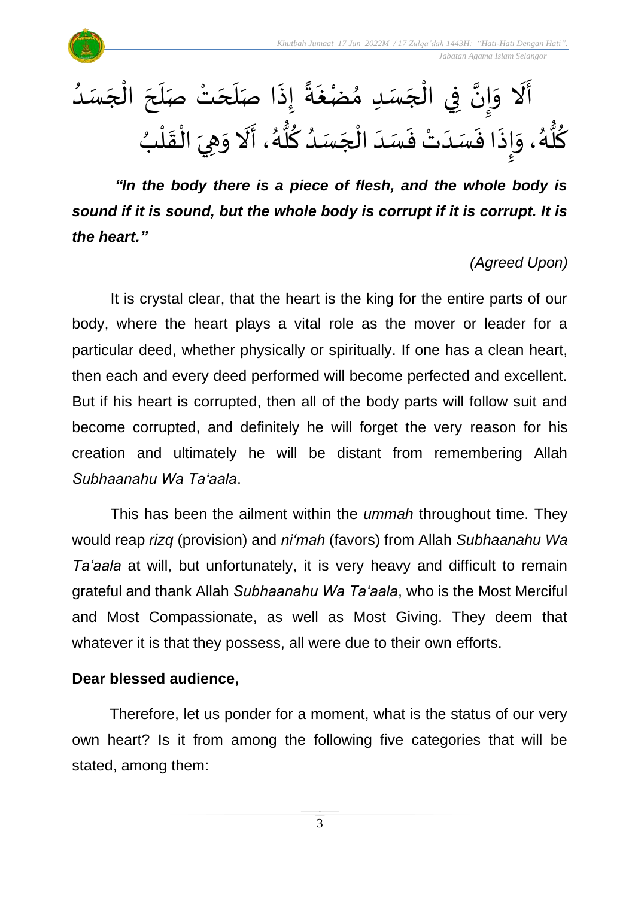أَلَا وَإِنَّ فِي الْجَسَدِ مُضْغَةً إِذَا صَلَحَتْ صَلَحَ الْجَسَدُ كُلُّهُ، وَإِذَا فَسَدَتْ فَسَدَ الْجَسَدُ كُلُّهُ، أَلَا وَهِيَ الْقَلْبُ

***"In the body there is a piece of flesh, and the whole body is sound if it is sound, but the whole body is corrupt if it is corrupt. It is the heart."***

*(Agreed Upon)*

It is crystal clear, that the heart is the king for the entire parts of our body, where the heart plays a vital role as the mover or leader for a particular deed, whether physically or spiritually. If one has a clean heart, then each and every deed performed will become perfected and excellent. But if his heart is corrupted, then all of the body parts will follow suit and become corrupted, and definitely he will forget the very reason for his creation and ultimately he will be distant from remembering Allah *Subhaanahu Wa Ta'aala*.

This has been the ailment within the *ummah* throughout time. They would reap *rizq* (provision) and *ni'mah* (favors) from Allah *Subhaanahu Wa Ta'aala* at will, but unfortunately, it is very heavy and difficult to remain grateful and thank Allah *Subhaanahu Wa Ta'aala*, who is the Most Merciful and Most Compassionate, as well as Most Giving. They deem that whatever it is that they possess, all were due to their own efforts.

**Dear blessed audience,**

Therefore, let us ponder for a moment, what is the status of our very own heart? Is it from among the following five categories that will be stated, among them: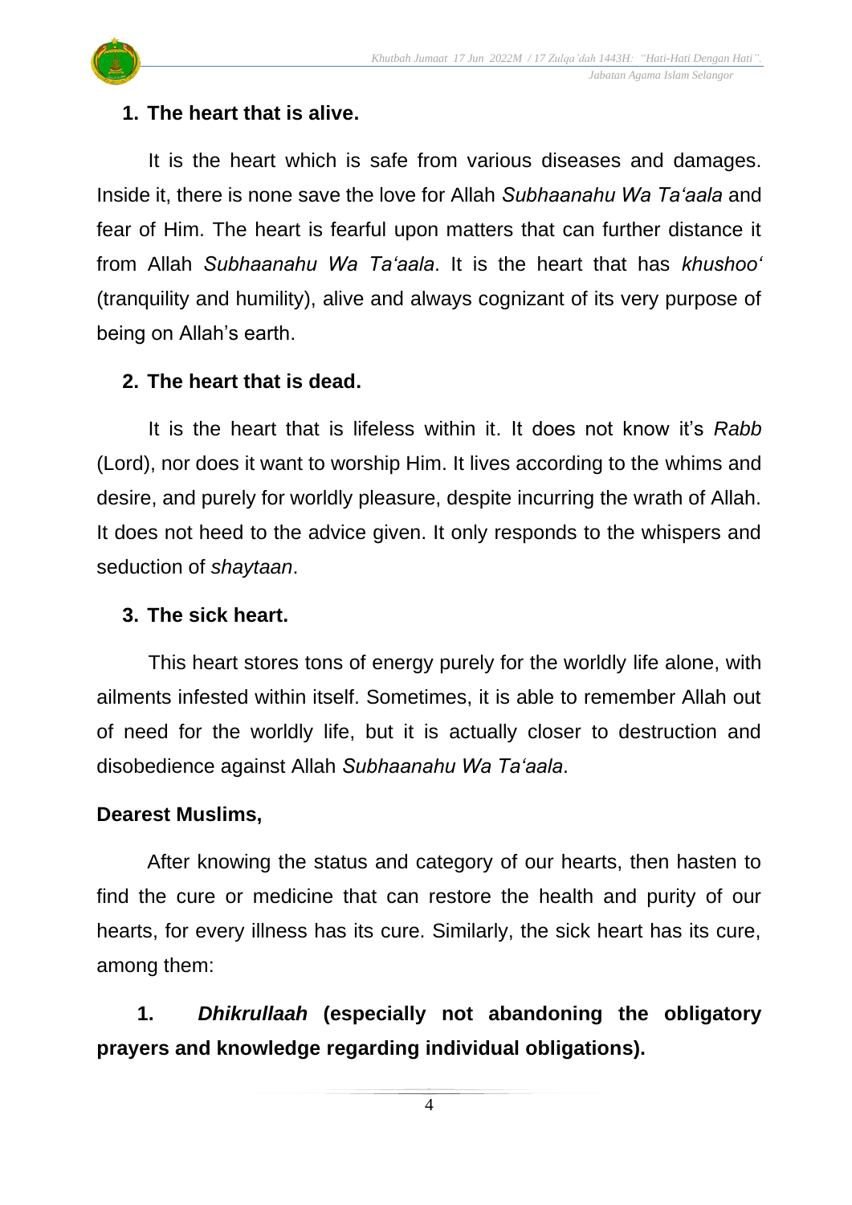**1. The heart that is alive.**

It is the heart which is safe from various diseases and damages. Inside it, there is none save the love for Allah *Subhaanahu Wa Ta'aala* and fear of Him. The heart is fearful upon matters that can further distance it from Allah *Subhaanahu Wa Ta'aala*. It is the heart that has *khushoo'* (tranquility and humility), alive and always cognizant of its very purpose of being on Allah's earth.

**2. The heart that is dead.**

It is the heart that is lifeless within it. It does not know it's *Rabb* (Lord), nor does it want to worship Him. It lives according to the whims and desire, and purely for worldly pleasure, despite incurring the wrath of Allah. It does not heed to the advice given. It only responds to the whispers and seduction of *shaytaan*.

**3. The sick heart.**

This heart stores tons of energy purely for the worldly life alone, with ailments infested within itself. Sometimes, it is able to remember Allah out of need for the worldly life, but it is actually closer to destruction and disobedience against Allah *Subhaanahu Wa Ta'aala*.

**Dearest Muslims,**

After knowing the status and category of our hearts, then hasten to find the cure or medicine that can restore the health and purity of our hearts, for every illness has its cure. Similarly, the sick heart has its cure, among them:

**1. *Dhikrullaah* (especially not abandoning the obligatory prayers and knowledge regarding individual obligations).**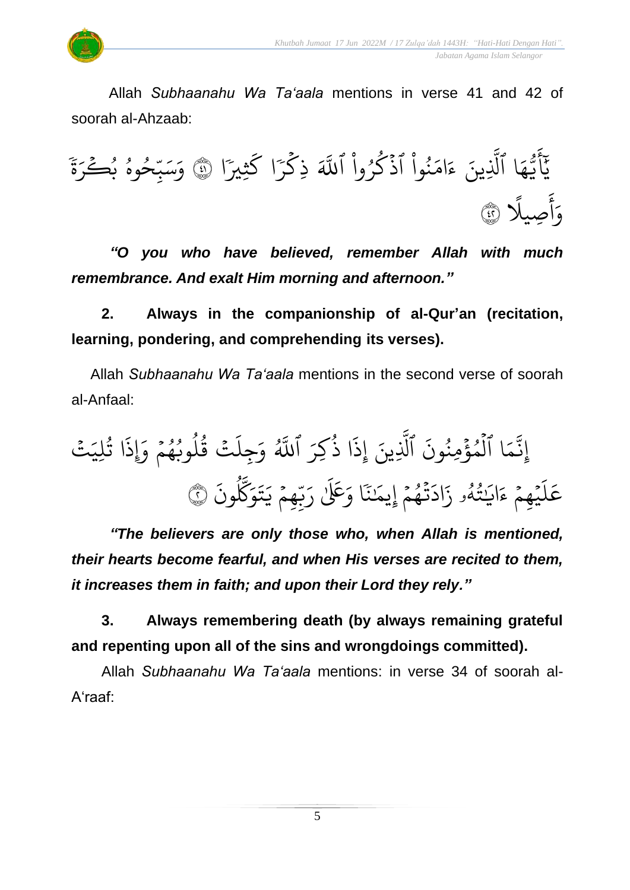Allah *Subhaanahu Wa Ta'aala* mentions in verse 41 and 42 of soorah al-Ahzaab:

يَٰٓأَيُّهَا ٱلَّذِينَ ءَامَنُواْ ٱذۡكُرُواْ ٱللَّهَ ذِكۡرٗا كَثِيرٗا ۝٤١ وَسَبِّحُوهُ بُكۡرَةٗ وَأَصِيلًا ۝٤٢

***"O you who have believed, remember Allah with much remembrance. And exalt Him morning and afternoon."***

**2. Always in the companionship of al-Qur'an (recitation, learning, pondering, and comprehending its verses).**

Allah *Subhaanahu Wa Ta'aala* mentions in the second verse of soorah al-Anfaal:

إِنَّمَا ٱلۡمُؤۡمِنُونَ ٱلَّذِينَ إِذَا ذُكِرَ ٱللَّهُ وَجِلَتۡ قُلُوبُهُمۡ وَإِذَا تُلِيَتۡ عَلَيۡهِمۡ ءَايَٰتُهُۥ زَادَتۡهُمۡ إِيمَٰنٗا وَعَلَىٰ رَبِّهِمۡ يَتَوَكَّلُونَ ۝٢

***"The believers are only those who, when Allah is mentioned, their hearts become fearful, and when His verses are recited to them, it increases them in faith; and upon their Lord they rely."***

**3. Always remembering death (by always remaining grateful and repenting upon all of the sins and wrongdoings committed).**

Allah *Subhaanahu Wa Ta'aala* mentions: in verse 34 of soorah al-A'raaf: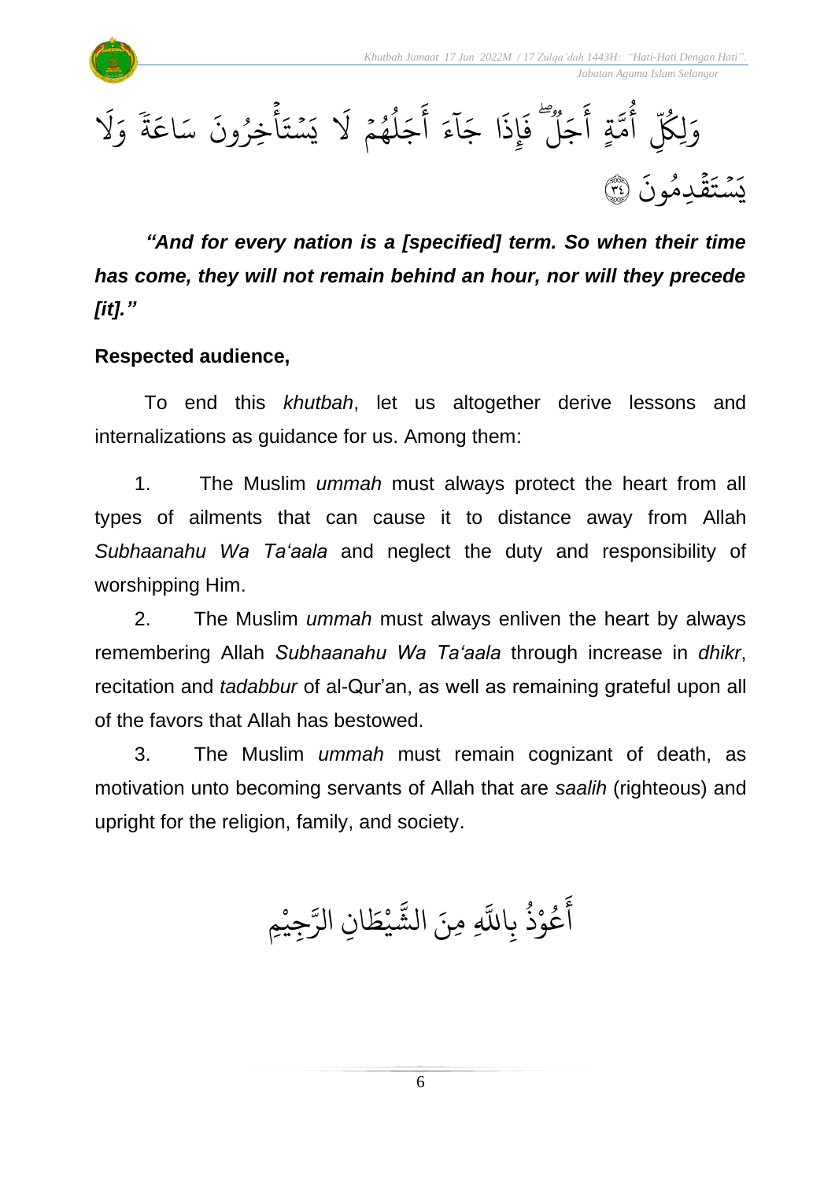وَلِكُلِّ أُمَّةٍ أَجَلٌ ۖ فَإِذَا جَاءَ أَجَلُهُمْ لَا يَسْتَأْخِرُونَ سَاعَةً ۖ وَلَا يَسْتَقْدِمُونَ ﴿٣٤﴾

***"And for every nation is a [specified] term. So when their time has come, they will not remain behind an hour, nor will they precede [it]."***

**Respected audience,**

To end this *khutbah*, let us altogether derive lessons and internalizations as guidance for us. Among them:

1. The Muslim *ummah* must always protect the heart from all types of ailments that can cause it to distance away from Allah *Subhaanahu Wa Ta'aala* and neglect the duty and responsibility of worshipping Him.

2. The Muslim *ummah* must always enliven the heart by always remembering Allah *Subhaanahu Wa Ta'aala* through increase in *dhikr*, recitation and *tadabbur* of al-Qur'an, as well as remaining grateful upon all of the favors that Allah has bestowed.

3. The Muslim *ummah* must remain cognizant of death, as motivation unto becoming servants of Allah that are *saalih* (righteous) and upright for the religion, family, and society.

أَعُوْذُ بِاللَّهِ مِنَ الشَّيْطَانِ الرَّجِيْمِ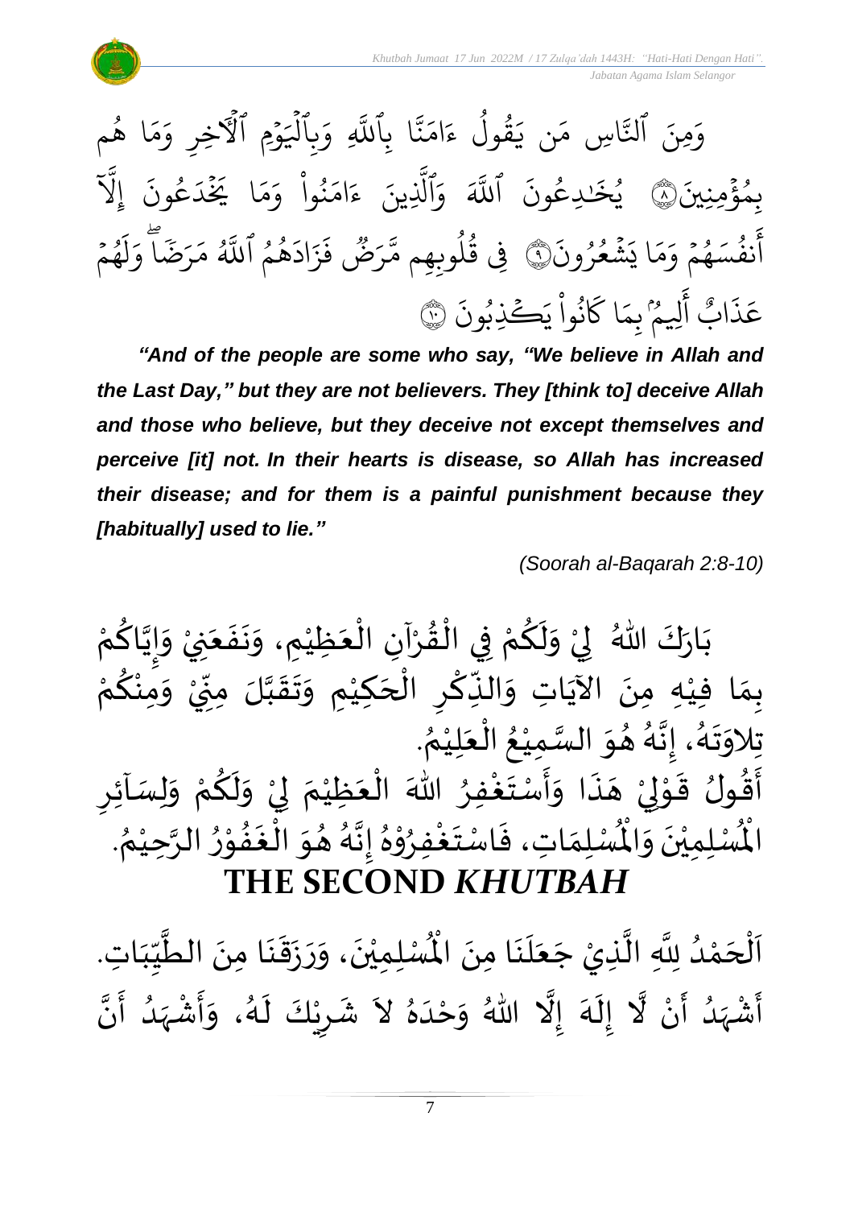وَمِنَ ٱلنَّاسِ مَن يَقُولُ ءَامَنَّا بِٱللَّهِ وَبِٱلۡيَوۡمِ ٱلۡأٓخِرِ وَمَا هُم بِمُؤۡمِنِينَ ۝٨ يُخَٰدِعُونَ ٱللَّهَ وَٱلَّذِينَ ءَامَنُواْ وَمَا يَخۡدَعُونَ إِلَّآ أَنفُسَهُمۡ وَمَا يَشۡعُرُونَ ۝٩ فِي قُلُوبِهِم مَّرَضٞ فَزَادَهُمُ ٱللَّهُ مَرَضٗاۖ وَلَهُمۡ عَذَابٌ أَلِيمُۢ بِمَا كَانُواْ يَكۡذِبُونَ ۝١٠

***"And of the people are some who say, "We believe in Allah and the Last Day," but they are not believers. They [think to] deceive Allah and those who believe, but they deceive not except themselves and perceive [it] not. In their hearts is disease, so Allah has increased their disease; and for them is a painful punishment because they [habitually] used to lie."***

*(Soorah al-Baqarah 2:8-10)*

بَارَكَ اللهُ لِيْ وَلَكُمْ فِي الْقُرْآنِ الْعَظِيْمِ، وَنَفَعَنِيْ وَإِيَّاكُمْ بِمَا فِيْهِ مِنَ الآيَاتِ وَالذِّكْرِ الْحَكِيْمِ وَتَقَبَّلَ مِنِّيْ وَمِنْكُمْ تِلاوَتَهُ، إِنَّهُ هُوَ السَّمِيْعُ الْعَلِيْمُ.

أَقُولُ قَوْلِيْ هَذَا وَأَسْتَغْفِرُ اللهَ الْعَظِيْمَ لِيْ وَلَكُمْ وَلِسَآئِرِ الْمُسْلِمِيْنَ وَالْمُسْلِمَاتِ، فَاسْتَغْفِرُوْهُ إِنَّهُ هُوَ الْغَفُوْرُ الرَّحِيْمُ.

# THE SECOND *KHUTBAH*

اَلْحَمْدُ لِلَّهِ الَّذِيْ جَعَلَنَا مِنَ الْمُسْلِمِيْنَ، وَرَزَقَنَا مِنَ الطَّيِّبَاتِ. أَشْهَدُ أَنْ لَّا إِلَهَ إِلَّا اللهُ وَحْدَهُ لاَ شَرِيْكَ لَهُ، وَأَشْهَدُ أَنَّ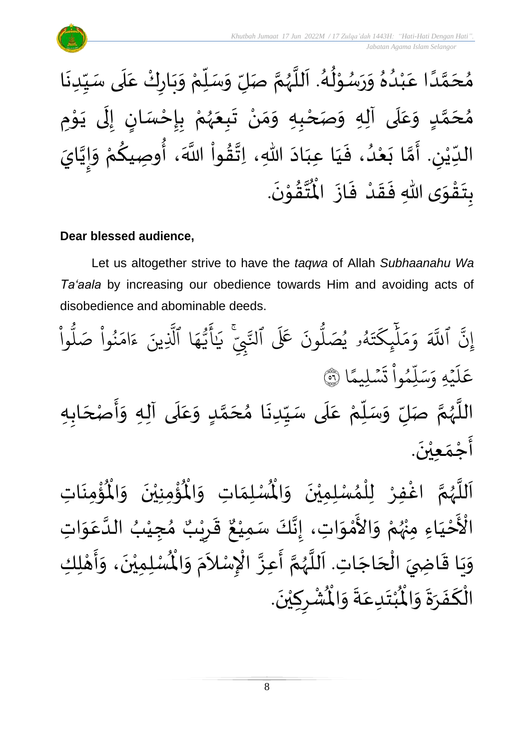مُحَمَّدًا عَبْدُهُ وَرَسُوْلُهُ. اَللَّهُمَّ صَلِّ وَسَلِّمْ وَبَارِكْ عَلَى سَيِّدِنَا مُحَمَّدٍ وَعَلَى آلِهِ وَصَحْبِهِ وَمَنْ تَبِعَهُمْ بِإِحْسَانٍ إِلَى يَوْمِ الدِّيْنِ. أَمَّا بَعْدُ، فَيَا عِبَادَ اللهِ، اِتَّقُواْ اللَّهَ، أُوصِيكُمْ وَإِيَّايَ بِتَقْوَى اللهِ فَقَدْ فَازَ الْمُتَّقُوْنَ.

**Dear blessed audience,**

Let us altogether strive to have the *taqwa* of Allah *Subhaanahu Wa Ta'aala* by increasing our obedience towards Him and avoiding acts of disobedience and abominable deeds.

إِنَّ ٱللَّهَ وَمَلَٰٓئِكَتَهُۥ يُصَلُّونَ عَلَى ٱلنَّبِيِّۚ يَٰٓأَيُّهَا ٱلَّذِينَ ءَامَنُواْ صَلُّواْ عَلَيۡهِ وَسَلِّمُواْ تَسۡلِيمًا ۝٥٦

اللَّهُمَّ صَلِّ وَسَلِّمْ عَلَى سَيِّدِنَا مُحَمَّدٍ وَعَلَى آلِهِ وَأَصْحَابِهِ أَجْمَعِيْنَ.

اَللَّهُمَّ اغْفِرْ لِلْمُسْلِمِيْنَ وَالْمُسْلِمَاتِ وَالْمُؤْمِنِيْنَ وَالْمُؤْمِنَاتِ الْأَحْيَاءِ مِنْهُمْ وَالأَمْوَاتِ، إِنَّكَ سَمِيْعٌ قَرِيْبٌ مُجِيْبُ الدَّعَوَاتِ وَيَا قَاضِيَ الْحَاجَاتِ. اَللَّهُمَّ أَعِزَّ الْإِسْلاَمَ وَالْمُسْلِمِيْنَ، وَأَهْلِكِ الْكَفَرَةَ وَالْمُبْتَدِعَةَ وَالْمُشْرِكِيْنَ.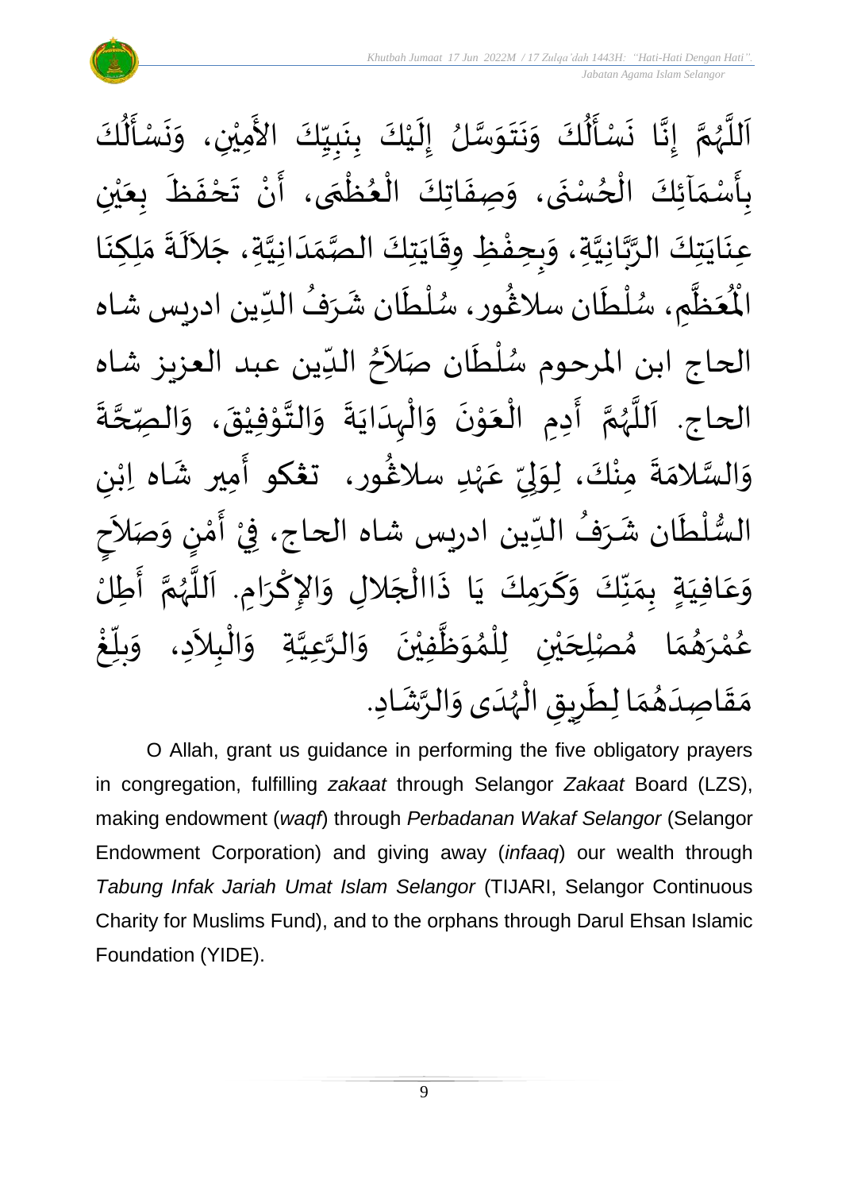اَللَّهُمَّ إِنَّا نَسْأَلُكَ وَنَتَوَسَّلُ إِلَيْكَ بِنَبِيِّكَ الأَمِيْنِ، وَنَسْأَلُكَ بِأَسْمَآئِكَ الْحُسْنَى، وَصِفَاتِكَ الْعُظْمَى، أَنْ تَحْفَظَ بِعَيْنِ عِنَايَتِكَ الرَّبَّانِيَّةِ، وَبِحِفْظِ وِقَايَتِكَ الصَّمَدَانِيَّةِ، جَلاَلَةَ مَلِكِنَا الْمُعَظَّمِ، سُلْطَان سلاڠُور، سُلْطَان شَرَفُ الدِّين ادريس شاه الحاج ابن المرحوم سُلْطَان صَلاَحُ الدِّين عبد العزيز شاه الحاج. اَللَّهُمَّ أَدِمِ الْعَوْنَ وَالْهِدَايَةَ وَالتَّوْفِيْقَ، وَالصِّحَّةَ وَالسَّلامَةَ مِنْكَ، لِوَلِيِّ عَهْدِ سلاڠُور، تڠكو أَمير شَاه اِبْنِ السُّلْطَان شَرَفُ الدِّين ادريس شاه الحاج، فِيْ أَمْنٍ وَصَلاَحٍ وَعَافِيَةٍ بِمَنِّكَ وَكَرَمِكَ يَا ذَاالْجَلالِ وَالإِكْرَامِ. اَللَّهُمَّ أَطِلْ عُمْرَهُمَا مُصْلِحَيْنِ لِلْمُوَظَّفِيْنَ وَالرَّعِيَّةِ وَالْبِلاَدِ، وَبلِّغْ مَقَاصِدَهُمَا لِطَرِيقِ الْهُدَى وَالرَّشَادِ.

O Allah, grant us guidance in performing the five obligatory prayers in congregation, fulfilling *zakaat* through Selangor *Zakaat* Board (LZS), making endowment (*waqf*) through *Perbadanan Wakaf Selangor* (Selangor Endowment Corporation) and giving away (*infaaq*) our wealth through *Tabung Infak Jariah Umat Islam Selangor* (TIJARI, Selangor Continuous Charity for Muslims Fund), and to the orphans through Darul Ehsan Islamic Foundation (YIDE).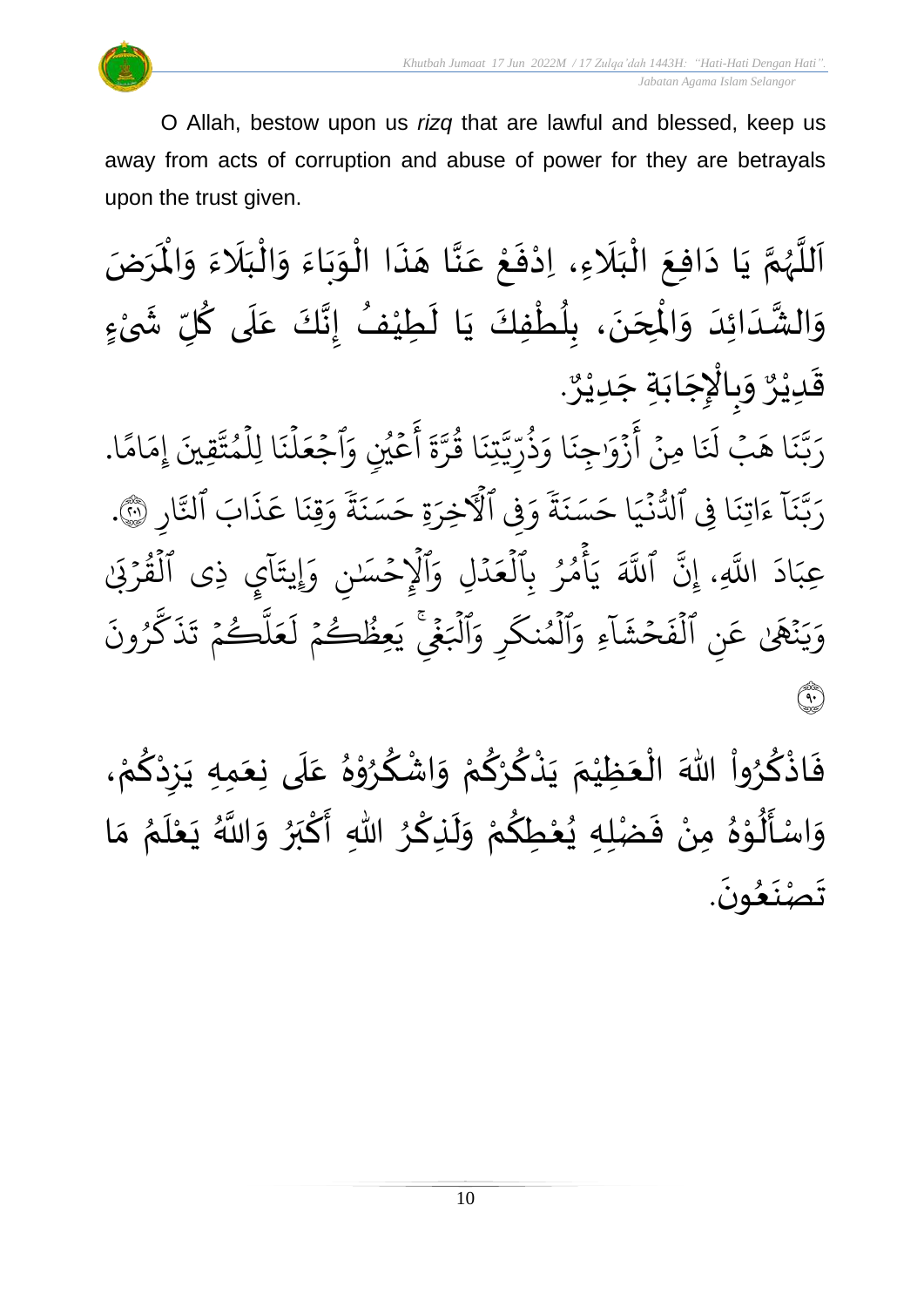O Allah, bestow upon us *rizq* that are lawful and blessed, keep us away from acts of corruption and abuse of power for they are betrayals upon the trust given.

اَللَّهُمَّ يَا دَافِعَ الْبَلَاءِ، اِدْفَعْ عَنَّا هَذَا الْوَبَاءَ وَالْبَلَاءَ وَالْمَرَضَ وَالشَّدَائِدَ وَالْمِحَنَ، بِلُطْفِكَ يَا لَطِيْفُ إِنَّكَ عَلَى كُلِّ شَيْءٍ قَدِيْرٌ وَبِالْإِجَابَةِ جَدِيْرٌ.

رَبَّنَا هَبْ لَنَا مِنْ أَزْوَٰجِنَا وَذُرِّيَّٰتِنَا قُرَّةَ أَعْيُنٍ وَٱجْعَلْنَا لِلْمُتَّقِينَ إِمَامًا.

رَبَّنَآ ءَاتِنَا فِي ٱلدُّنْيَا حَسَنَةً وَفِي ٱلْأَخِرَةِ حَسَنَةً وَقِنَا عَذَابَ ٱلنَّارِ ﴿٢٠١﴾.

عِبَادَ اللَّهِ، إِنَّ ٱللَّهَ يَأْمُرُ بِٱلْعَدْلِ وَٱلْإِحْسَٰنِ وَإِيتَآيِٕ ذِى ٱلْقُرْبَىٰ وَيَنْهَىٰ عَنِ ٱلْفَحْشَآءِ وَٱلْمُنكَرِ وَٱلْبَغْيِۚ يَعِظُكُمْ لَعَلَّكُمْ تَذَكَّرُونَ ﴿٩٠﴾

فَاذْكُرُواْ اللهَ الْعَظِيْمَ يَذْكُرْكُمْ وَاشْكُرُوْهُ عَلَى نِعَمِهِ يَزِدْكُمْ، وَاسْأَلُوْهُ مِنْ فَضْلِهِ يُعْطِكُمْ وَلَذِكْرُ اللهِ أَكْبَرُ وَاللَّهُ يَعْلَمُ مَا تَصْنَعُونَ.